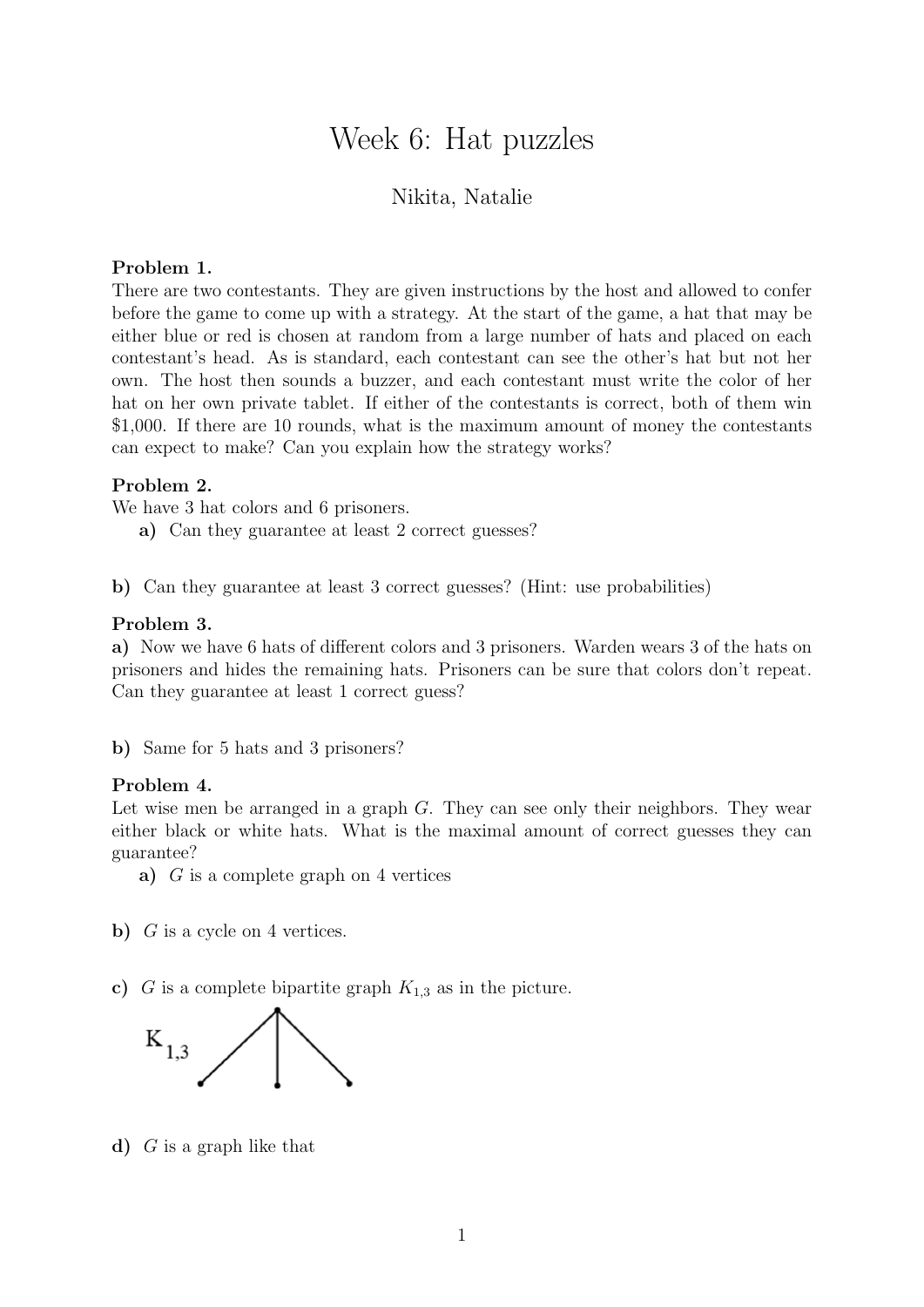# Week 6: Hat puzzles

Nikita, Natalie

**Problem 1.**
There are two contestants. They are given instructions by the host and allowed to confer before the game to come up with a strategy. At the start of the game, a hat that may be either blue or red is chosen at random from a large number of hats and placed on each contestant's head. As is standard, each contestant can see the other's hat but not her own. The host then sounds a buzzer, and each contestant must write the color of her hat on her own private tablet. If either of the contestants is correct, both of them win \$1,000. If there are 10 rounds, what is the maximum amount of money the contestants can expect to make? Can you explain how the strategy works?

**Problem 2.**
We have 3 hat colors and 6 prisoners.

**a)** Can they guarantee at least 2 correct guesses?

**b)** Can they guarantee at least 3 correct guesses? (Hint: use probabilities)

**Problem 3.**

**a)** Now we have 6 hats of different colors and 3 prisoners. Warden wears 3 of the hats on prisoners and hides the remaining hats. Prisoners can be sure that colors don't repeat. Can they guarantee at least 1 correct guess?

**b)** Same for 5 hats and 3 prisoners?

**Problem 4.**
Let wise men be arranged in a graph $G$. They can see only their neighbors. They wear either black or white hats. What is the maximal amount of correct guesses they can guarantee?

**a)** $G$ is a complete graph on 4 vertices

**b)** $G$ is a cycle on 4 vertices.

**c)** $G$ is a complete bipartite graph $K_{1,3}$ as in the picture.

$K_{1,3}$

**d)** $G$ is a graph like that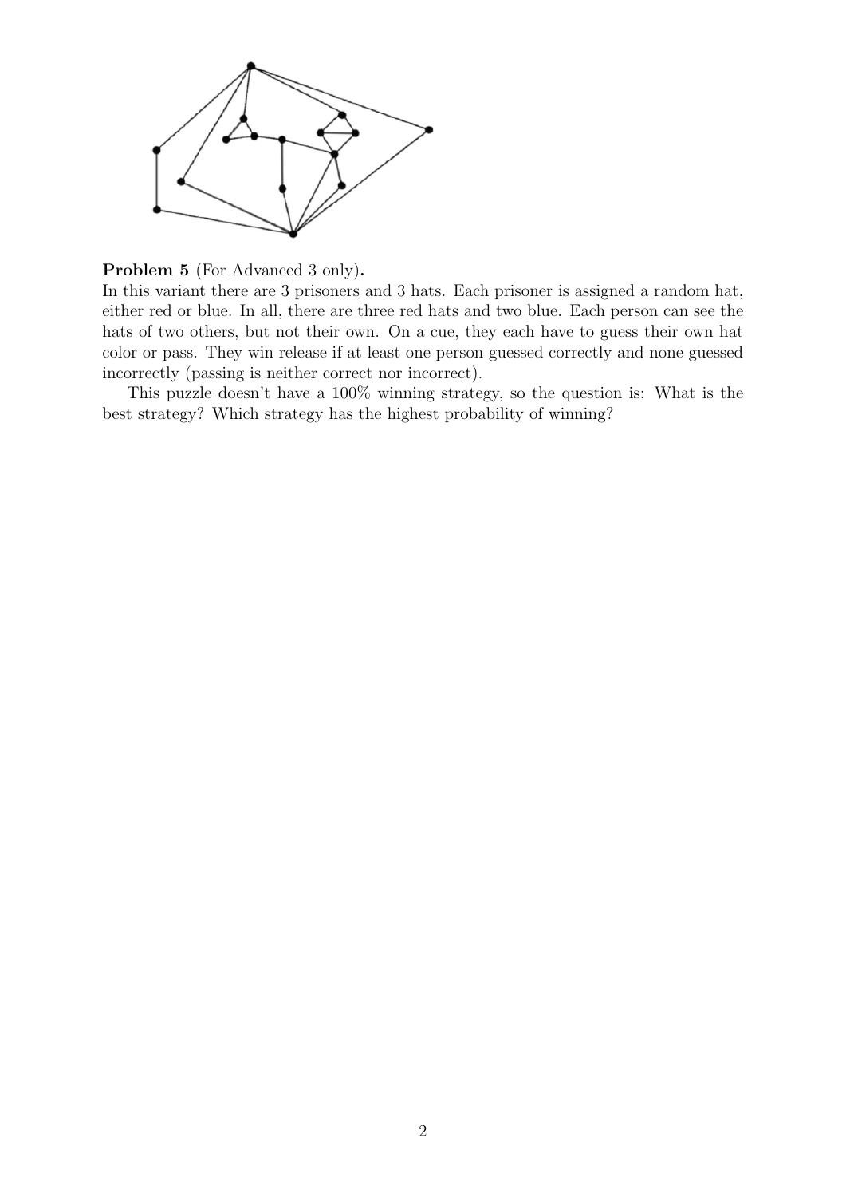**Problem 5** (For Advanced 3 only)**.**

In this variant there are 3 prisoners and 3 hats. Each prisoner is assigned a random hat, either red or blue. In all, there are three red hats and two blue. Each person can see the hats of two others, but not their own. On a cue, they each have to guess their own hat color or pass. They win release if at least one person guessed correctly and none guessed incorrectly (passing is neither correct nor incorrect).

This puzzle doesn't have a 100% winning strategy, so the question is: What is the best strategy? Which strategy has the highest probability of winning?